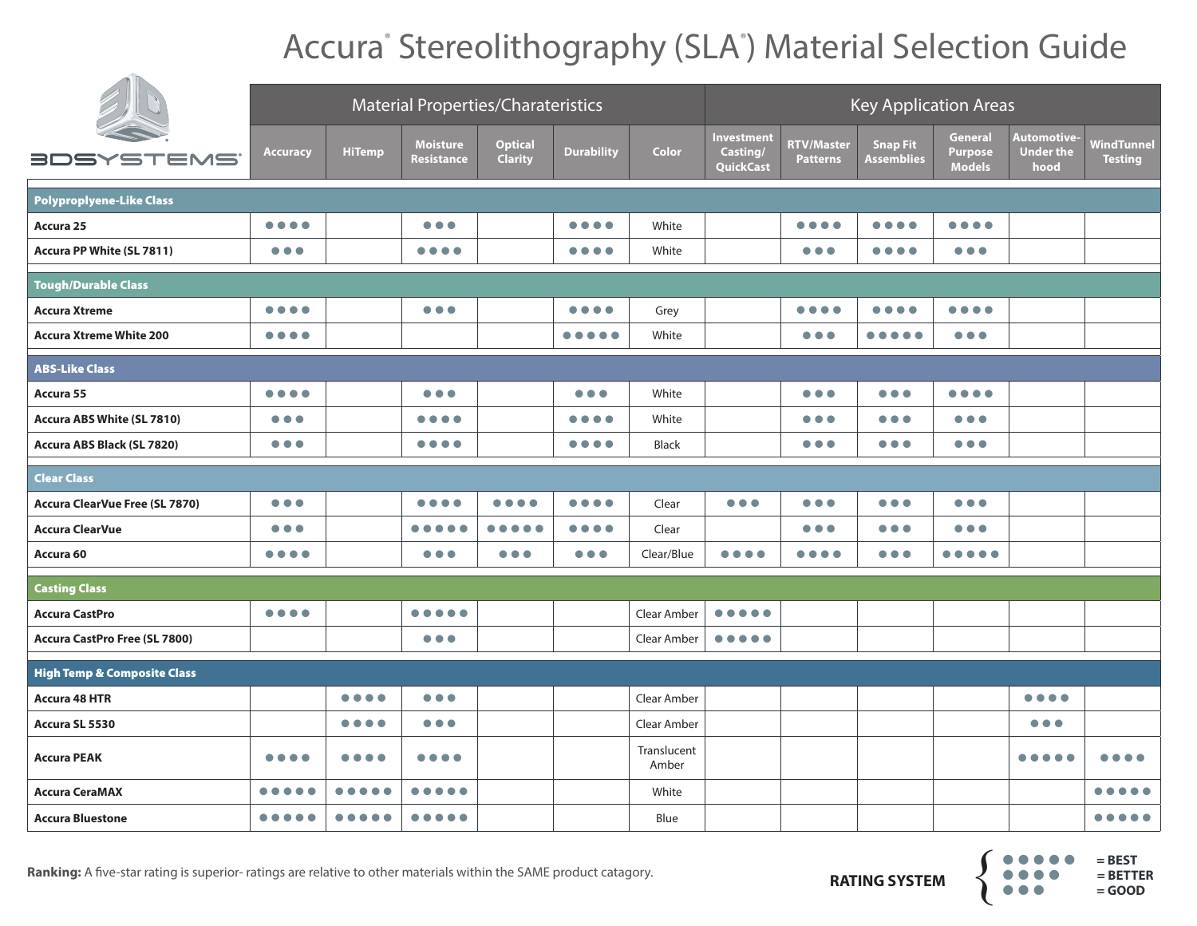# Accura® Stereolithography (SLA®) Material Selection Guide

3DSYSTEMS

| | Material Properties/Charateristics | | | | | | Key Application Areas | | | | | |
|---|---|---|---|---|---|---|---|---|---|---|---|---|
| | Accuracy | HiTemp | Moisture Resistance | Optical Clarity | Durability | Color | Investment Casting/ QuickCast | RTV/Master Patterns | Snap Fit Assemblies | General Purpose Models | Automotive-Under the hood | WindTunnel Testing |
| **Polyproplyene-Like Class** | | | | | | | | | | | | |
| **Accura 25** | ●●●● | | ●●● | | ●●●● | White | | ●●●● | ●●●● | ●●●● | | |
| **Accura PP White (SL 7811)** | ●●● | | ●●●● | | ●●●● | White | | ●●● | ●●●● | ●●● | | |
| **Tough/Durable Class** | | | | | | | | | | | | |
| **Accura Xtreme** | ●●●● | | ●●● | | ●●●● | Grey | | ●●●● | ●●●● | ●●●● | | |
| **Accura Xtreme White 200** | ●●●● | | | | ●●●●● | White | | ●●● | ●●●●● | ●●● | | |
| **ABS-Like Class** | | | | | | | | | | | | |
| **Accura 55** | ●●●● | | ●●● | | ●●● | White | | ●●● | ●●● | ●●●● | | |
| **Accura ABS White (SL 7810)** | ●●● | | ●●●● | | ●●●● | White | | ●●● | ●●● | ●●● | | |
| **Accura ABS Black (SL 7820)** | ●●● | | ●●●● | | ●●●● | Black | | ●●● | ●●● | ●●● | | |
| **Clear Class** | | | | | | | | | | | | |
| **Accura ClearVue Free (SL 7870)** | ●●● | | ●●●● | ●●●● | ●●●● | Clear | ●●● | ●●● | ●●● | ●●● | | |
| **Accura ClearVue** | ●●● | | ●●●●● | ●●●●● | ●●●● | Clear | | ●●● | ●●● | ●●● | | |
| **Accura 60** | ●●●● | | ●●● | ●●● | ●●● | Clear/Blue | ●●●● | ●●●● | ●●● | ●●●●● | | |
| **Casting Class** | | | | | | | | | | | | |
| **Accura CastPro** | ●●●● | | ●●●●● | | | Clear Amber | ●●●●● | | | | | |
| **Accura CastPro Free (SL 7800)** | | | ●●● | | | Clear Amber | ●●●●● | | | | | |
| **High Temp & Composite Class** | | | | | | | | | | | | |
| **Accura 48 HTR** | | ●●●● | ●●● | | | Clear Amber | | | | | ●●●● | |
| **Accura SL 5530** | | ●●●● | ●●● | | | Clear Amber | | | | | ●●● | |
| **Accura PEAK** | ●●●● | ●●●● | ●●●● | | | Translucent Amber | | | | | ●●●●● | ●●●● |
| **Accura CeraMAX** | ●●●●● | ●●●●● | ●●●●● | | | White | | | | | | ●●●●● |
| **Accura Bluestone** | ●●●●● | ●●●●● | ●●●●● | | | Blue | | | | | | ●●●●● |

**Ranking:** A five-star rating is superior- ratings are relative to other materials within the SAME product catagory.

**RATING SYSTEM**

●●●●● **= BEST**
●●●● **= BETTER**
●●● **= GOOD**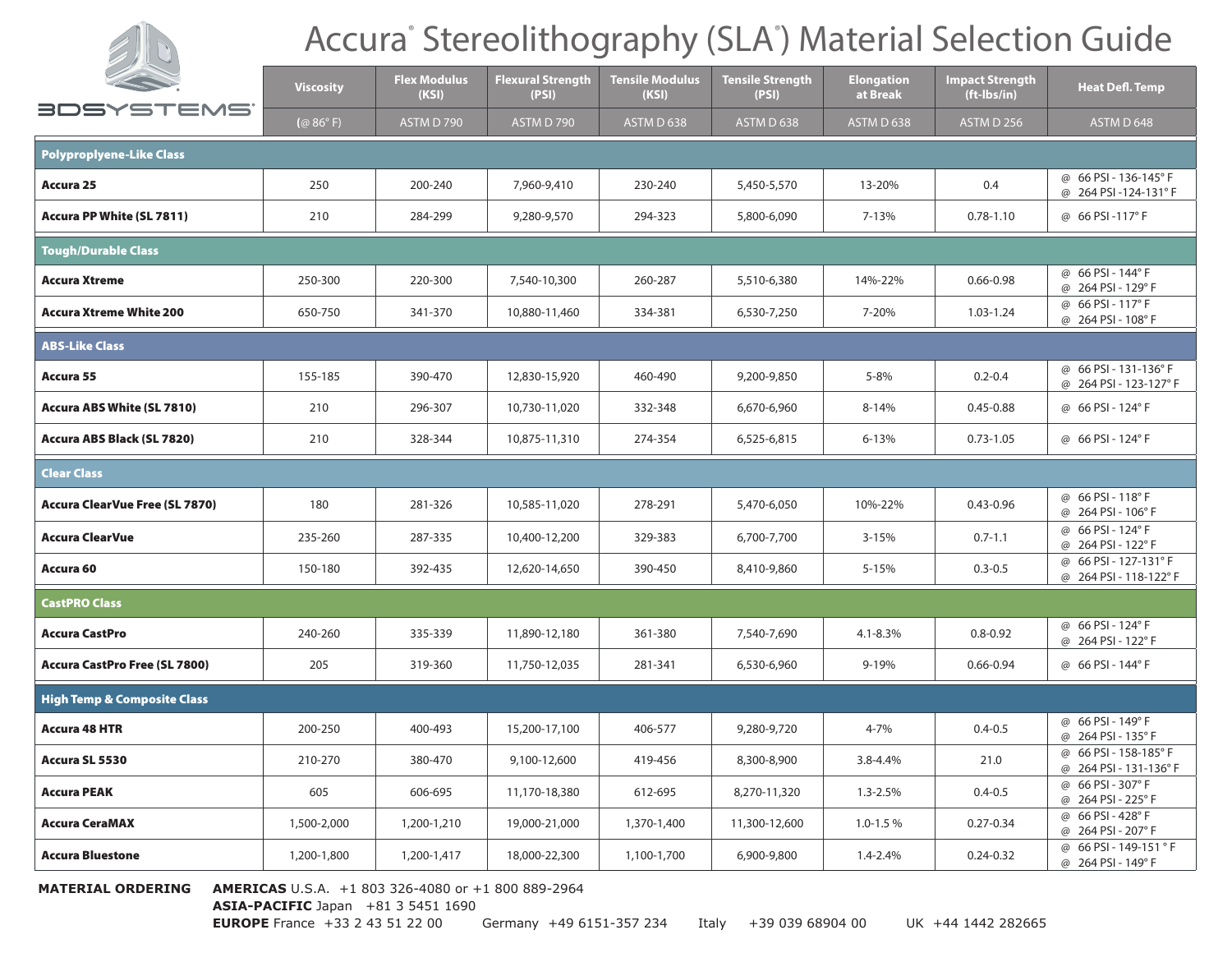# Accura® Stereolithography (SLA®) Material Selection Guide

| | Viscosity | Flex Modulus (KSI) | Flexural Strength (PSI) | Tensile Modulus (KSI) | Tensile Strength (PSI) | Elongation at Break | Impact Strength (ft-lbs/in) | Heat Defl. Temp |
|---|---|---|---|---|---|---|---|---|
| | (@ 86° F) | ASTM D 790 | ASTM D 790 | ASTM D 638 | ASTM D 638 | ASTM D 638 | ASTM D 256 | ASTM D 648 |
| **Polyproplyene-Like Class** | | | | | | | | |
| **Accura 25** | 250 | 200-240 | 7,960-9,410 | 230-240 | 5,450-5,570 | 13-20% | 0.4 | @ 66 PSI - 136-145° F @ 264 PSI -124-131° F |
| **Accura PP White (SL 7811)** | 210 | 284-299 | 9,280-9,570 | 294-323 | 5,800-6,090 | 7-13% | 0.78-1.10 | @ 66 PSI -117° F |
| **Tough/Durable Class** | | | | | | | | |
| **Accura Xtreme** | 250-300 | 220-300 | 7,540-10,300 | 260-287 | 5,510-6,380 | 14%-22% | 0.66-0.98 | @ 66 PSI - 144° F @ 264 PSI - 129° F |
| **Accura Xtreme White 200** | 650-750 | 341-370 | 10,880-11,460 | 334-381 | 6,530-7,250 | 7-20% | 1.03-1.24 | @ 66 PSI - 117° F @ 264 PSI - 108° F |
| **ABS-Like Class** | | | | | | | | |
| **Accura 55** | 155-185 | 390-470 | 12,830-15,920 | 460-490 | 9,200-9,850 | 5-8% | 0.2-0.4 | @ 66 PSI - 131-136° F @ 264 PSI - 123-127° F |
| **Accura ABS White (SL 7810)** | 210 | 296-307 | 10,730-11,020 | 332-348 | 6,670-6,960 | 8-14% | 0.45-0.88 | @ 66 PSI - 124° F |
| **Accura ABS Black (SL 7820)** | 210 | 328-344 | 10,875-11,310 | 274-354 | 6,525-6,815 | 6-13% | 0.73-1.05 | @ 66 PSI - 124° F |
| **Clear Class** | | | | | | | | |
| **Accura ClearVue Free (SL 7870)** | 180 | 281-326 | 10,585-11,020 | 278-291 | 5,470-6,050 | 10%-22% | 0.43-0.96 | @ 66 PSI - 118° F @ 264 PSI - 106° F |
| **Accura ClearVue** | 235-260 | 287-335 | 10,400-12,200 | 329-383 | 6,700-7,700 | 3-15% | 0.7-1.1 | @ 66 PSI - 124° F @ 264 PSI - 122° F |
| **Accura 60** | 150-180 | 392-435 | 12,620-14,650 | 390-450 | 8,410-9,860 | 5-15% | 0.3-0.5 | @ 66 PSI - 127-131° F @ 264 PSI - 118-122° F |
| **CastPRO Class** | | | | | | | | |
| **Accura CastPro** | 240-260 | 335-339 | 11,890-12,180 | 361-380 | 7,540-7,690 | 4.1-8.3% | 0.8-0.92 | @ 66 PSI - 124° F @ 264 PSI - 122° F |
| **Accura CastPro Free (SL 7800)** | 205 | 319-360 | 11,750-12,035 | 281-341 | 6,530-6,960 | 9-19% | 0.66-0.94 | @ 66 PSI - 144° F |
| **High Temp & Composite Class** | | | | | | | | |
| **Accura 48 HTR** | 200-250 | 400-493 | 15,200-17,100 | 406-577 | 9,280-9,720 | 4-7% | 0.4-0.5 | @ 66 PSI - 149° F @ 264 PSI - 135° F |
| **Accura SL 5530** | 210-270 | 380-470 | 9,100-12,600 | 419-456 | 8,300-8,900 | 3.8-4.4% | 21.0 | @ 66 PSI - 158-185° F @ 264 PSI - 131-136° F |
| **Accura PEAK** | 605 | 606-695 | 11,170-18,380 | 612-695 | 8,270-11,320 | 1.3-2.5% | 0.4-0.5 | @ 66 PSI - 307° F @ 264 PSI - 225° F |
| **Accura CeraMAX** | 1,500-2,000 | 1,200-1,210 | 19,000-21,000 | 1,370-1,400 | 11,300-12,600 | 1.0-1.5 % | 0.27-0.34 | @ 66 PSI - 428° F @ 264 PSI - 207° F |
| **Accura Bluestone** | 1,200-1,800 | 1,200-1,417 | 18,000-22,300 | 1,100-1,700 | 6,900-9,800 | 1.4-2.4% | 0.24-0.32 | @ 66 PSI - 149-151 ° F @ 264 PSI - 149° F |

**MATERIAL ORDERING**
**AMERICAS** U.S.A. +1 803 326-4080 or +1 800 889-2964
**ASIA-PACIFIC** Japan +81 3 5451 1690
**EUROPE** France +33 2 43 51 22 00 Germany +49 6151-357 234 Italy +39 039 68904 00 UK +44 1442 282665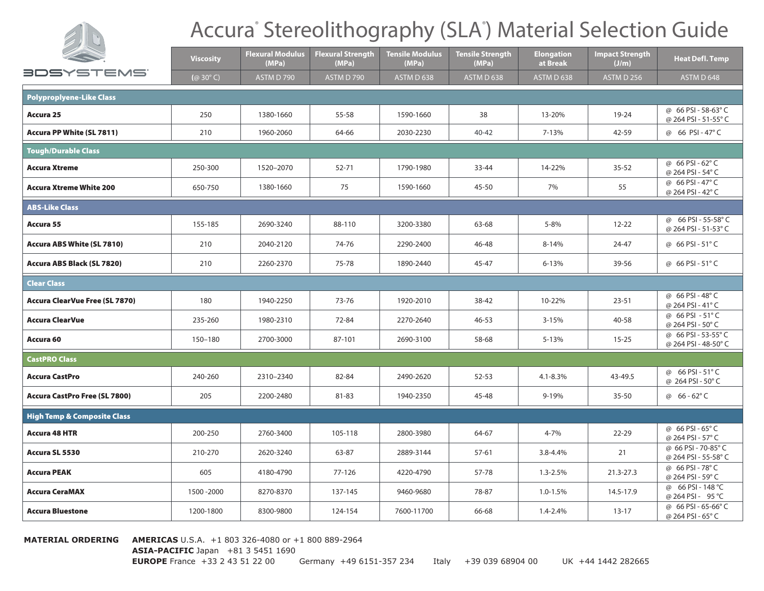# Accura® Stereolithography (SLA®) Material Selection Guide

3DSYSTEMS®

| | Viscosity | Flexural Modulus (MPa) | Flexural Strength (MPa) | Tensile Modulus (MPa) | Tensile Strength (MPa) | Elongation at Break | Impact Strength (J/m) | Heat Defl. Temp |
|---|---|---|---|---|---|---|---|---|
| | (@ 30° C) | ASTM D 790 | ASTM D 790 | ASTM D 638 | ASTM D 638 | ASTM D 638 | ASTM D 256 | ASTM D 648 |
| **Polypropylene-Like Class** | | | | | | | | |
| **Accura 25** | 250 | 1380-1660 | 55-58 | 1590-1660 | 38 | 13-20% | 19-24 | @ 66 PSI - 58-63° C<br>@ 264 PSI - 51-55° C |
| **Accura PP White (SL 7811)** | 210 | 1960-2060 | 64-66 | 2030-2230 | 40-42 | 7-13% | 42-59 | @ 66 PSI - 47° C |
| **Tough/Durable Class** | | | | | | | | |
| **Accura Xtreme** | 250-300 | 1520–2070 | 52-71 | 1790-1980 | 33-44 | 14-22% | 35-52 | @ 66 PSI - 62° C<br>@ 264 PSI - 54° C |
| **Accura Xtreme White 200** | 650-750 | 1380-1660 | 75 | 1590-1660 | 45-50 | 7% | 55 | @ 66 PSI - 47° C<br>@ 264 PSI - 42° C |
| **ABS-Like Class** | | | | | | | | |
| **Accura 55** | 155-185 | 2690-3240 | 88-110 | 3200-3380 | 63-68 | 5-8% | 12-22 | @ 66 PSI - 55-58° C<br>@ 264 PSI - 51-53° C |
| **Accura ABS White (SL 7810)** | 210 | 2040-2120 | 74-76 | 2290-2400 | 46-48 | 8-14% | 24-47 | @ 66 PSI - 51° C |
| **Accura ABS Black (SL 7820)** | 210 | 2260-2370 | 75-78 | 1890-2440 | 45-47 | 6-13% | 39-56 | @ 66 PSI - 51° C |
| **Clear Class** | | | | | | | | |
| **Accura ClearVue Free (SL 7870)** | 180 | 1940-2250 | 73-76 | 1920-2010 | 38-42 | 10-22% | 23-51 | @ 66 PSI - 48° C<br>@ 264 PSI - 41° C |
| **Accura ClearVue** | 235-260 | 1980-2310 | 72-84 | 2270-2640 | 46-53 | 3-15% | 40-58 | @ 66 PSI - 51° C<br>@ 264 PSI - 50° C |
| **Accura 60** | 150–180 | 2700-3000 | 87-101 | 2690-3100 | 58-68 | 5-13% | 15-25 | @ 66 PSI - 53-55° C<br>@ 264 PSI - 48-50° C |
| **CastPRO Class** | | | | | | | | |
| **Accura CastPro** | 240-260 | 2310–2340 | 82-84 | 2490-2620 | 52-53 | 4.1-8.3% | 43-49.5 | @ 66 PSI - 51° C<br>@ 264 PSI - 50° C |
| **Accura CastPro Free (SL 7800)** | 205 | 2200-2480 | 81-83 | 1940-2350 | 45-48 | 9-19% | 35-50 | @ 66 - 62° C |
| **High Temp & Composite Class** | | | | | | | | |
| **Accura 48 HTR** | 200-250 | 2760-3400 | 105-118 | 2800-3980 | 64-67 | 4-7% | 22-29 | @ 66 PSI - 65° C<br>@ 264 PSI - 57° C |
| **Accura SL 5530** | 210-270 | 2620-3240 | 63-87 | 2889-3144 | 57-61 | 3.8-4.4% | 21 | @ 66 PSI - 70-85° C<br>@ 264 PSI - 55-58° C |
| **Accura PEAK** | 605 | 4180-4790 | 77-126 | 4220-4790 | 57-78 | 1.3-2.5% | 21.3-27.3 | @ 66 PSI - 78° C<br>@ 264 PSI - 59° C |
| **Accura CeraMAX** | 1500 -2000 | 8270-8370 | 137-145 | 9460-9680 | 78-87 | 1.0-1.5% | 14.5-17.9 | @ 66 PSI - 148 °C<br>@ 264 PSI - 95 °C |
| **Accura Bluestone** | 1200-1800 | 8300-9800 | 124-154 | 7600-11700 | 66-68 | 1.4-2.4% | 13-17 | @ 66 PSI - 65-66° C<br>@ 264 PSI - 65° C |

**MATERIAL ORDERING**

**AMERICAS** U.S.A. +1 803 326-4080 or +1 800 889-2964
**ASIA-PACIFIC** Japan +81 3 5451 1690
**EUROPE** France +33 2 43 51 22 00 Germany +49 6151-357 234 Italy +39 039 68904 00 UK +44 1442 282665